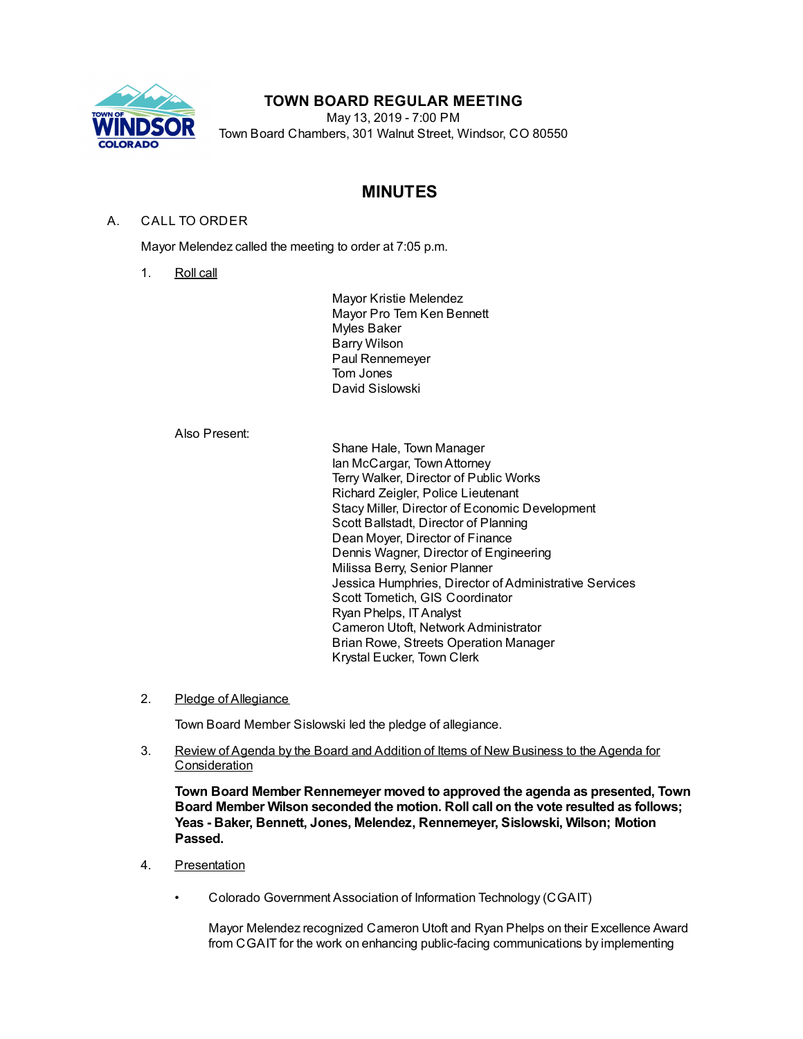# TOWN BOARD REGULAR MEETING

May 13, 2019 - 7:00 PM
Town Board Chambers, 301 Walnut Street, Windsor, CO 80550

## MINUTES

A. CALL TO ORDER

Mayor Melendez called the meeting to order at 7:05 p.m.

1. Roll call

Mayor Kristie Melendez
Mayor Pro Tem Ken Bennett
Myles Baker
Barry Wilson
Paul Rennemeyer
Tom Jones
David Sislowski

Also Present:

Shane Hale, Town Manager
Ian McCargar, Town Attorney
Terry Walker, Director of Public Works
Richard Zeigler, Police Lieutenant
Stacy Miller, Director of Economic Development
Scott Ballstadt, Director of Planning
Dean Moyer, Director of Finance
Dennis Wagner, Director of Engineering
Milissa Berry, Senior Planner
Jessica Humphries, Director of Administrative Services
Scott Tometich, GIS Coordinator
Ryan Phelps, IT Analyst
Cameron Utoft, Network Administrator
Brian Rowe, Streets Operation Manager
Krystal Eucker, Town Clerk

2. Pledge of Allegiance

Town Board Member Sislowski led the pledge of allegiance.

3. Review of Agenda by the Board and Addition of Items of New Business to the Agenda for Consideration

**Town Board Member Rennemeyer moved to approved the agenda as presented, Town Board Member Wilson seconded the motion. Roll call on the vote resulted as follows; Yeas - Baker, Bennett, Jones, Melendez, Rennemeyer, Sislowski, Wilson; Motion Passed.**

4. Presentation

- Colorado Government Association of Information Technology (CGAIT)

  Mayor Melendez recognized Cameron Utoft and Ryan Phelps on their Excellence Award from CGAIT for the work on enhancing public-facing communications by implementing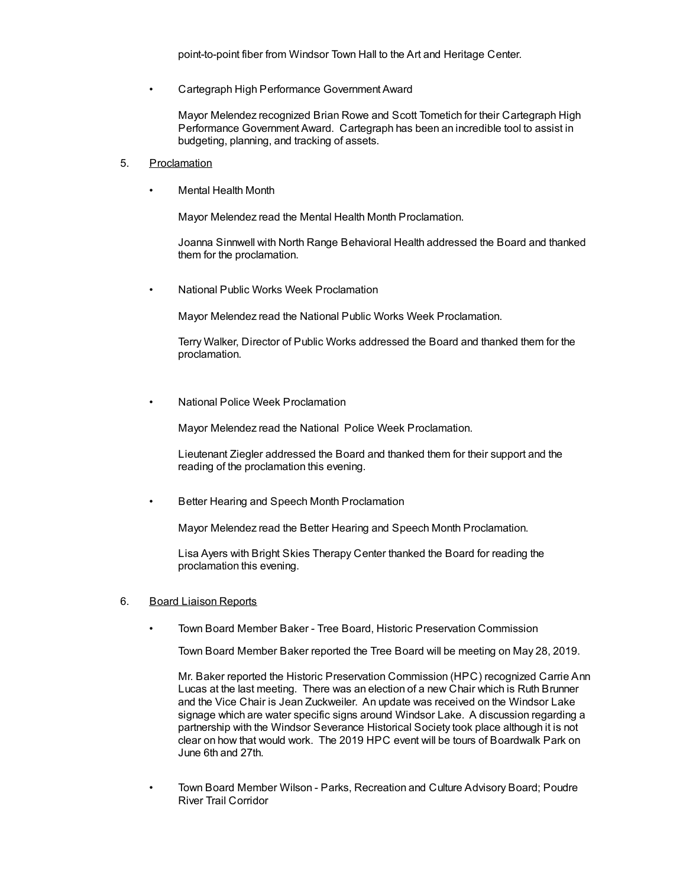point-to-point fiber from Windsor Town Hall to the Art and Heritage Center.

- Cartegraph High Performance Government Award

  Mayor Melendez recognized Brian Rowe and Scott Tometich for their Cartegraph High Performance Government Award. Cartegraph has been an incredible tool to assist in budgeting, planning, and tracking of assets.

5. <u>Proclamation</u>

- Mental Health Month

  Mayor Melendez read the Mental Health Month Proclamation.

  Joanna Sinnwell with North Range Behavioral Health addressed the Board and thanked them for the proclamation.

- National Public Works Week Proclamation

  Mayor Melendez read the National Public Works Week Proclamation.

  Terry Walker, Director of Public Works addressed the Board and thanked them for the proclamation.

- National Police Week Proclamation

  Mayor Melendez read the National Police Week Proclamation.

  Lieutenant Ziegler addressed the Board and thanked them for their support and the reading of the proclamation this evening.

- Better Hearing and Speech Month Proclamation

  Mayor Melendez read the Better Hearing and Speech Month Proclamation.

  Lisa Ayers with Bright Skies Therapy Center thanked the Board for reading the proclamation this evening.

6. <u>Board Liaison Reports</u>

- Town Board Member Baker - Tree Board, Historic Preservation Commission

  Town Board Member Baker reported the Tree Board will be meeting on May 28, 2019.

  Mr. Baker reported the Historic Preservation Commission (HPC) recognized Carrie Ann Lucas at the last meeting. There was an election of a new Chair which is Ruth Brunner and the Vice Chair is Jean Zuckweiler. An update was received on the Windsor Lake signage which are water specific signs around Windsor Lake. A discussion regarding a partnership with the Windsor Severance Historical Society took place although it is not clear on how that would work. The 2019 HPC event will be tours of Boardwalk Park on June 6th and 27th.

- Town Board Member Wilson - Parks, Recreation and Culture Advisory Board; Poudre River Trail Corridor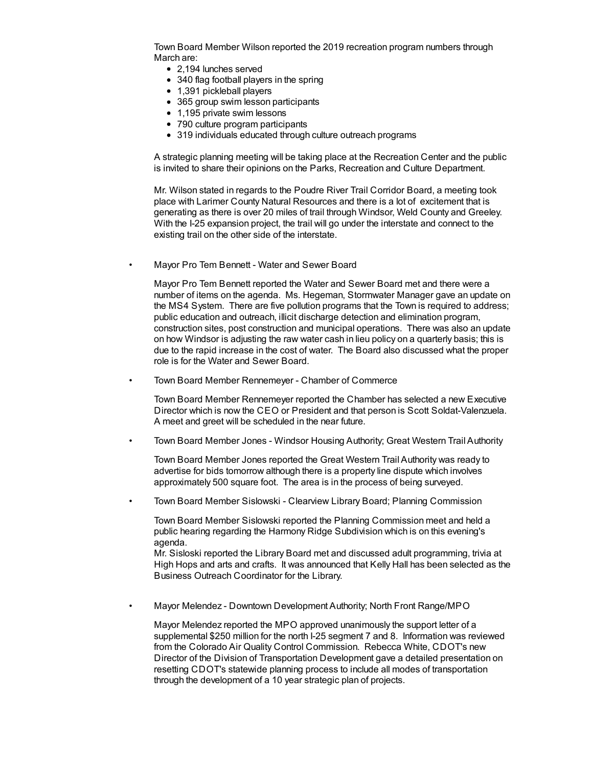Town Board Member Wilson reported the 2019 recreation program numbers through March are:

- 2,194 lunches served
- 340 flag football players in the spring
- 1,391 pickleball players
- 365 group swim lesson participants
- 1,195 private swim lessons
- 790 culture program participants
- 319 individuals educated through culture outreach programs

A strategic planning meeting will be taking place at the Recreation Center and the public is invited to share their opinions on the Parks, Recreation and Culture Department.

Mr. Wilson stated in regards to the Poudre River Trail Corridor Board, a meeting took place with Larimer County Natural Resources and there is a lot of excitement that is generating as there is over 20 miles of trail through Windsor, Weld County and Greeley. With the I-25 expansion project, the trail will go under the interstate and connect to the existing trail on the other side of the interstate.

- Mayor Pro Tem Bennett - Water and Sewer Board

  Mayor Pro Tem Bennett reported the Water and Sewer Board met and there were a number of items on the agenda. Ms. Hegeman, Stormwater Manager gave an update on the MS4 System. There are five pollution programs that the Town is required to address; public education and outreach, illicit discharge detection and elimination program, construction sites, post construction and municipal operations. There was also an update on how Windsor is adjusting the raw water cash in lieu policy on a quarterly basis; this is due to the rapid increase in the cost of water. The Board also discussed what the proper role is for the Water and Sewer Board.

- Town Board Member Rennemeyer - Chamber of Commerce

  Town Board Member Rennemeyer reported the Chamber has selected a new Executive Director which is now the CEO or President and that person is Scott Soldat-Valenzuela. A meet and greet will be scheduled in the near future.

- Town Board Member Jones - Windsor Housing Authority; Great Western Trail Authority

  Town Board Member Jones reported the Great Western Trail Authority was ready to advertise for bids tomorrow although there is a property line dispute which involves approximately 500 square foot. The area is in the process of being surveyed.

- Town Board Member Sislowski - Clearview Library Board; Planning Commission

  Town Board Member Sislowski reported the Planning Commission meet and held a public hearing regarding the Harmony Ridge Subdivision which is on this evening's agenda.
  Mr. Sisloski reported the Library Board met and discussed adult programming, trivia at High Hops and arts and crafts. It was announced that Kelly Hall has been selected as the Business Outreach Coordinator for the Library.

- Mayor Melendez - Downtown Development Authority; North Front Range/MPO

  Mayor Melendez reported the MPO approved unanimously the support letter of a supplemental $250 million for the north I-25 segment 7 and 8. Information was reviewed from the Colorado Air Quality Control Commission. Rebecca White, CDOT's new Director of the Division of Transportation Development gave a detailed presentation on resetting CDOT's statewide planning process to include all modes of transportation through the development of a 10 year strategic plan of projects.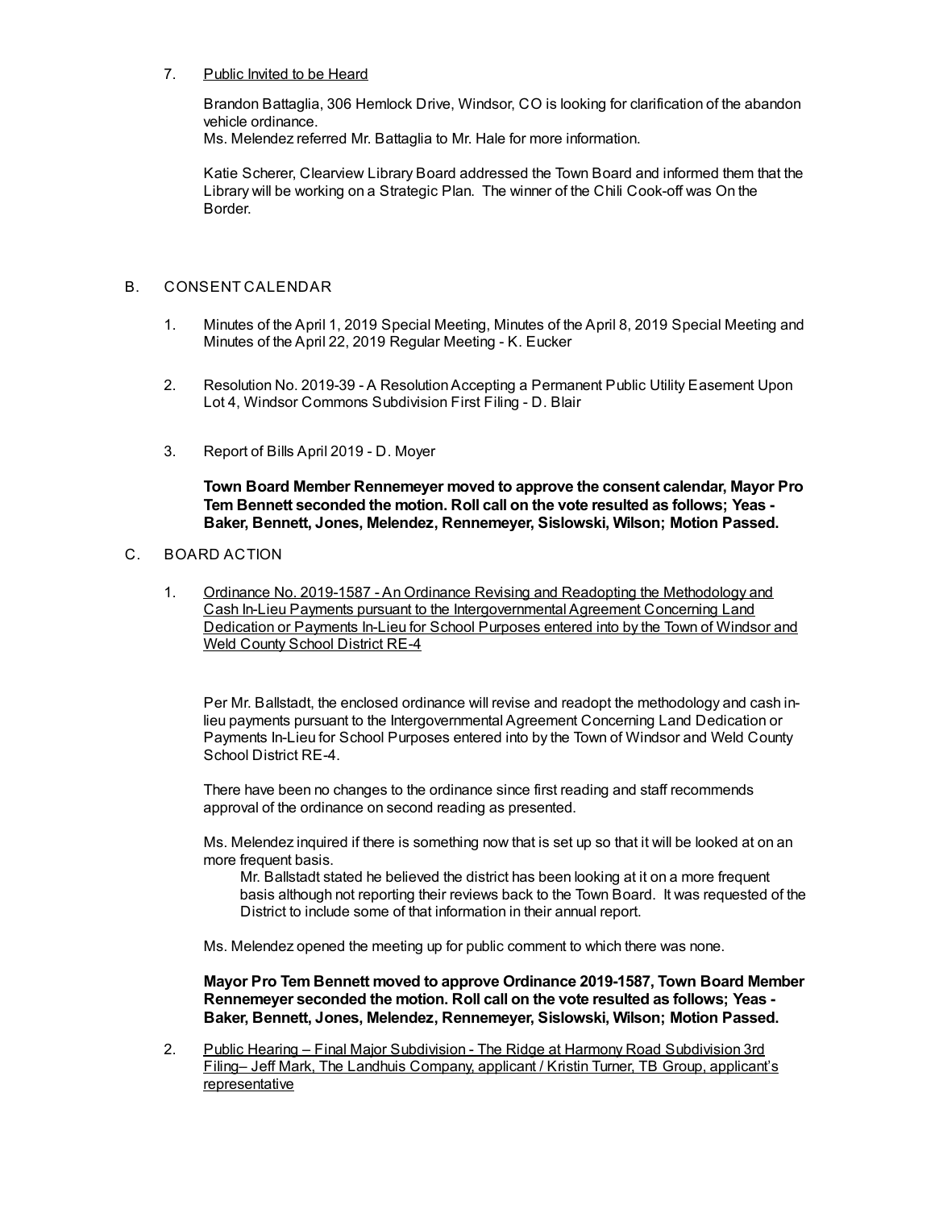7. Public Invited to be Heard

   Brandon Battaglia, 306 Hemlock Drive, Windsor, CO is looking for clarification of the abandon vehicle ordinance.
   Ms. Melendez referred Mr. Battaglia to Mr. Hale for more information.

   Katie Scherer, Clearview Library Board addressed the Town Board and informed them that the Library will be working on a Strategic Plan. The winner of the Chili Cook-off was On the Border.

B. CONSENT CALENDAR

1. Minutes of the April 1, 2019 Special Meeting, Minutes of the April 8, 2019 Special Meeting and Minutes of the April 22, 2019 Regular Meeting - K. Eucker

2. Resolution No. 2019-39 - A Resolution Accepting a Permanent Public Utility Easement Upon Lot 4, Windsor Commons Subdivision First Filing - D. Blair

3. Report of Bills April 2019 - D. Moyer

   **Town Board Member Rennemeyer moved to approve the consent calendar, Mayor Pro Tem Bennett seconded the motion. Roll call on the vote resulted as follows; Yeas - Baker, Bennett, Jones, Melendez, Rennemeyer, Sislowski, Wilson; Motion Passed.**

C. BOARD ACTION

1. Ordinance No. 2019-1587 - An Ordinance Revising and Readopting the Methodology and Cash In-Lieu Payments pursuant to the Intergovernmental Agreement Concerning Land Dedication or Payments In-Lieu for School Purposes entered into by the Town of Windsor and Weld County School District RE-4

   Per Mr. Ballstadt, the enclosed ordinance will revise and readopt the methodology and cash in-lieu payments pursuant to the Intergovernmental Agreement Concerning Land Dedication or Payments In-Lieu for School Purposes entered into by the Town of Windsor and Weld County School District RE-4.

   There have been no changes to the ordinance since first reading and staff recommends approval of the ordinance on second reading as presented.

   Ms. Melendez inquired if there is something now that is set up so that it will be looked at on an more frequent basis.

      Mr. Ballstadt stated he believed the district has been looking at it on a more frequent basis although not reporting their reviews back to the Town Board. It was requested of the District to include some of that information in their annual report.

   Ms. Melendez opened the meeting up for public comment to which there was none.

   **Mayor Pro Tem Bennett moved to approve Ordinance 2019-1587, Town Board Member Rennemeyer seconded the motion. Roll call on the vote resulted as follows; Yeas - Baker, Bennett, Jones, Melendez, Rennemeyer, Sislowski, Wilson; Motion Passed.**

2. Public Hearing – Final Major Subdivision - The Ridge at Harmony Road Subdivision 3rd Filing– Jeff Mark, The Landhuis Company, applicant / Kristin Turner, TB Group, applicant's representative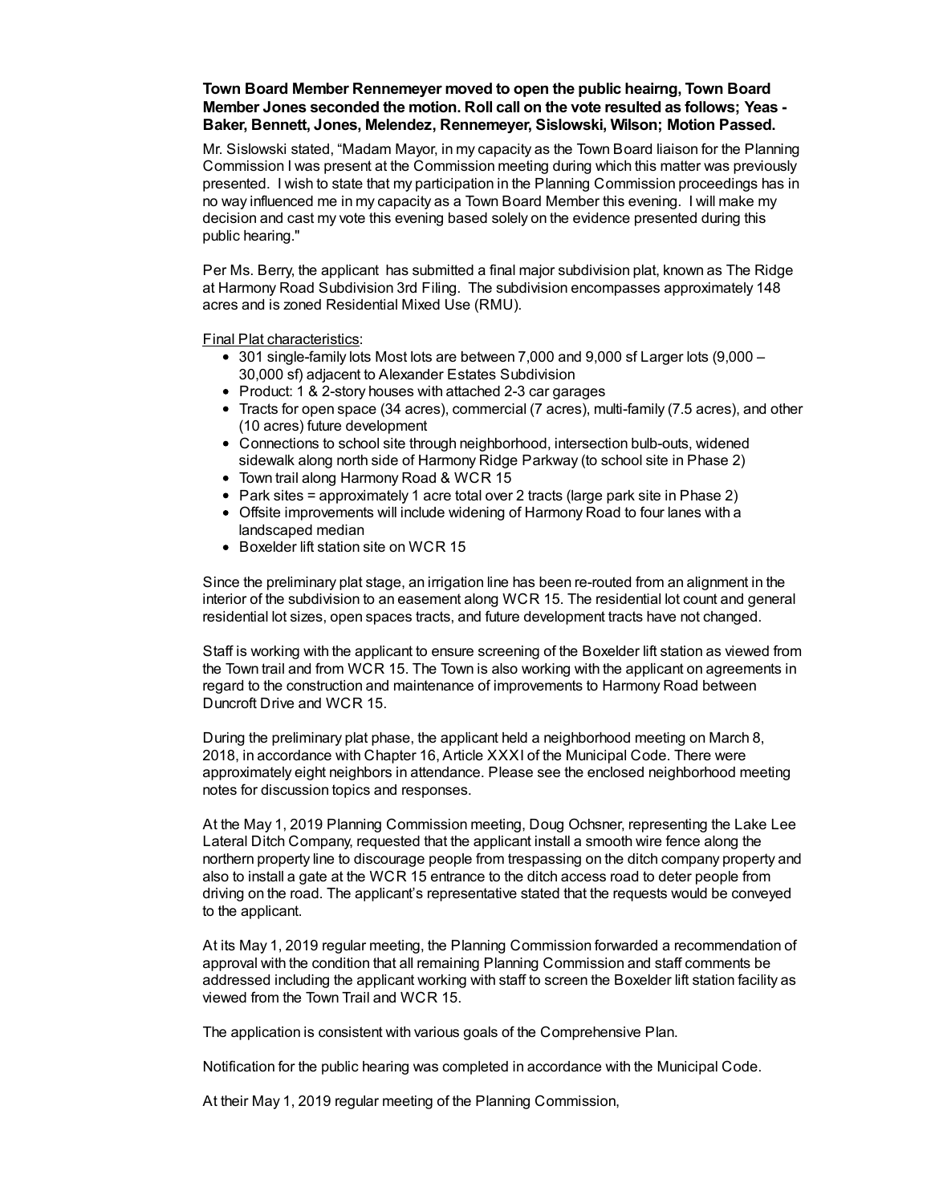**Town Board Member Rennemeyer moved to open the public heairng, Town Board Member Jones seconded the motion. Roll call on the vote resulted as follows; Yeas - Baker, Bennett, Jones, Melendez, Rennemeyer, Sislowski, Wilson; Motion Passed.**

Mr. Sislowski stated, "Madam Mayor, in my capacity as the Town Board liaison for the Planning Commission I was present at the Commission meeting during which this matter was previously presented. I wish to state that my participation in the Planning Commission proceedings has in no way influenced me in my capacity as a Town Board Member this evening. I will make my decision and cast my vote this evening based solely on the evidence presented during this public hearing."

Per Ms. Berry, the applicant has submitted a final major subdivision plat, known as The Ridge at Harmony Road Subdivision 3rd Filing. The subdivision encompasses approximately 148 acres and is zoned Residential Mixed Use (RMU).

Final Plat characteristics:

- 301 single-family lots Most lots are between 7,000 and 9,000 sf Larger lots (9,000 – 30,000 sf) adjacent to Alexander Estates Subdivision
- Product: 1 & 2-story houses with attached 2-3 car garages
- Tracts for open space (34 acres), commercial (7 acres), multi-family (7.5 acres), and other (10 acres) future development
- Connections to school site through neighborhood, intersection bulb-outs, widened sidewalk along north side of Harmony Ridge Parkway (to school site in Phase 2)
- Town trail along Harmony Road & WCR 15
- Park sites = approximately 1 acre total over 2 tracts (large park site in Phase 2)
- Offsite improvements will include widening of Harmony Road to four lanes with a landscaped median
- Boxelder lift station site on WCR 15

Since the preliminary plat stage, an irrigation line has been re-routed from an alignment in the interior of the subdivision to an easement along WCR 15. The residential lot count and general residential lot sizes, open spaces tracts, and future development tracts have not changed.

Staff is working with the applicant to ensure screening of the Boxelder lift station as viewed from the Town trail and from WCR 15. The Town is also working with the applicant on agreements in regard to the construction and maintenance of improvements to Harmony Road between Duncroft Drive and WCR 15.

During the preliminary plat phase, the applicant held a neighborhood meeting on March 8, 2018, in accordance with Chapter 16, Article XXXI of the Municipal Code. There were approximately eight neighbors in attendance. Please see the enclosed neighborhood meeting notes for discussion topics and responses.

At the May 1, 2019 Planning Commission meeting, Doug Ochsner, representing the Lake Lee Lateral Ditch Company, requested that the applicant install a smooth wire fence along the northern property line to discourage people from trespassing on the ditch company property and also to install a gate at the WCR 15 entrance to the ditch access road to deter people from driving on the road. The applicant's representative stated that the requests would be conveyed to the applicant.

At its May 1, 2019 regular meeting, the Planning Commission forwarded a recommendation of approval with the condition that all remaining Planning Commission and staff comments be addressed including the applicant working with staff to screen the Boxelder lift station facility as viewed from the Town Trail and WCR 15.

The application is consistent with various goals of the Comprehensive Plan.

Notification for the public hearing was completed in accordance with the Municipal Code.

At their May 1, 2019 regular meeting of the Planning Commission,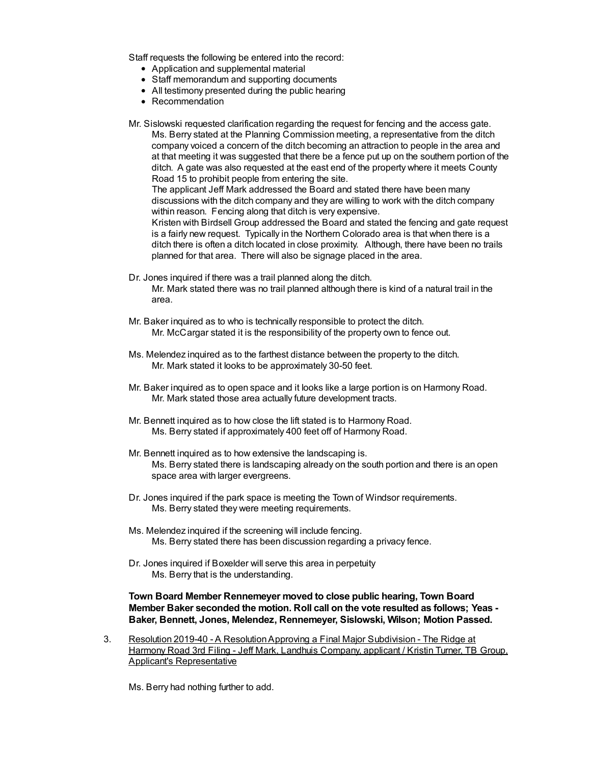Staff requests the following be entered into the record:

- Application and supplemental material
- Staff memorandum and supporting documents
- All testimony presented during the public hearing
- Recommendation

Mr. Sislowski requested clarification regarding the request for fencing and the access gate.

> Ms. Berry stated at the Planning Commission meeting, a representative from the ditch company voiced a concern of the ditch becoming an attraction to people in the area and at that meeting it was suggested that there be a fence put up on the southern portion of the ditch. A gate was also requested at the east end of the property where it meets County Road 15 to prohibit people from entering the site.
>
> The applicant Jeff Mark addressed the Board and stated there have been many discussions with the ditch company and they are willing to work with the ditch company within reason. Fencing along that ditch is very expensive.
>
> Kristen with Birdsell Group addressed the Board and stated the fencing and gate request is a fairly new request. Typically in the Northern Colorado area is that when there is a ditch there is often a ditch located in close proximity. Although, there have been no trails planned for that area. There will also be signage placed in the area.

Dr. Jones inquired if there was a trail planned along the ditch.

> Mr. Mark stated there was no trail planned although there is kind of a natural trail in the area.

Mr. Baker inquired as to who is technically responsible to protect the ditch.

> Mr. McCargar stated it is the responsibility of the property own to fence out.

Ms. Melendez inquired as to the farthest distance between the property to the ditch.

> Mr. Mark stated it looks to be approximately 30-50 feet.

Mr. Baker inquired as to open space and it looks like a large portion is on Harmony Road.

> Mr. Mark stated those area actually future development tracts.

Mr. Bennett inquired as to how close the lift stated is to Harmony Road.

> Ms. Berry stated if approximately 400 feet off of Harmony Road.

Mr. Bennett inquired as to how extensive the landscaping is.

> Ms. Berry stated there is landscaping already on the south portion and there is an open space area with larger evergreens.

Dr. Jones inquired if the park space is meeting the Town of Windsor requirements.

> Ms. Berry stated they were meeting requirements.

Ms. Melendez inquired if the screening will include fencing.

> Ms. Berry stated there has been discussion regarding a privacy fence.

Dr. Jones inquired if Boxelder will serve this area in perpetuity

> Ms. Berry that is the understanding.

**Town Board Member Rennemeyer moved to close public hearing, Town Board Member Baker seconded the motion. Roll call on the vote resulted as follows; Yeas - Baker, Bennett, Jones, Melendez, Rennemeyer, Sislowski, Wilson; Motion Passed.**

3. Resolution 2019-40 - A Resolution Approving a Final Major Subdivision - The Ridge at Harmony Road 3rd Filing - Jeff Mark, Landhuis Company, applicant / Kristin Turner, TB Group, Applicant's Representative

   Ms. Berry had nothing further to add.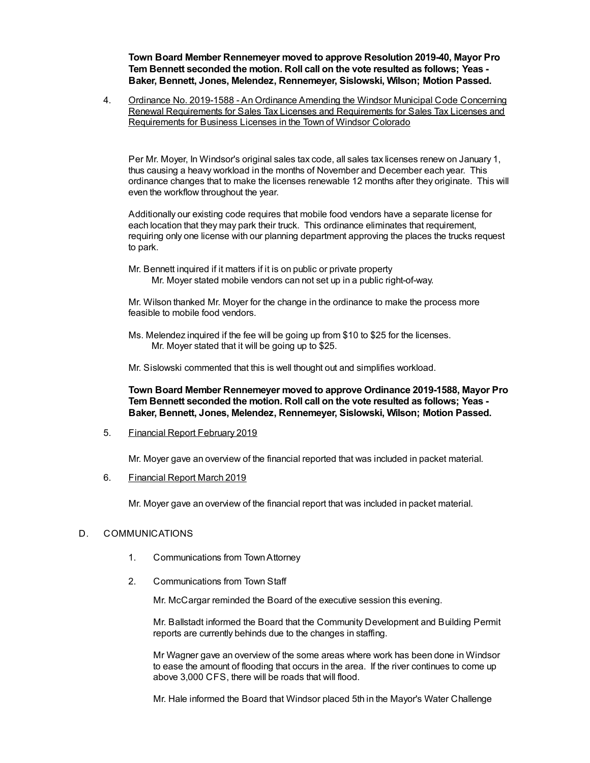**Town Board Member Rennemeyer moved to approve Resolution 2019-40, Mayor Pro Tem Bennett seconded the motion. Roll call on the vote resulted as follows; Yeas - Baker, Bennett, Jones, Melendez, Rennemeyer, Sislowski, Wilson; Motion Passed.**

4. Ordinance No. 2019-1588 - An Ordinance Amending the Windsor Municipal Code Concerning Renewal Requirements for Sales Tax Licenses and Requirements for Sales Tax Licenses and Requirements for Business Licenses in the Town of Windsor Colorado

   Per Mr. Moyer, In Windsor's original sales tax code, all sales tax licenses renew on January 1, thus causing a heavy workload in the months of November and December each year. This ordinance changes that to make the licenses renewable 12 months after they originate. This will even the workflow throughout the year.

   Additionally our existing code requires that mobile food vendors have a separate license for each location that they may park their truck. This ordinance eliminates that requirement, requiring only one license with our planning department approving the places the trucks request to park.

   Mr. Bennett inquired if it matters if it is on public or private property
   Mr. Moyer stated mobile vendors can not set up in a public right-of-way.

   Mr. Wilson thanked Mr. Moyer for the change in the ordinance to make the process more feasible to mobile food vendors.

   Ms. Melendez inquired if the fee will be going up from $10 to $25 for the licenses.
   Mr. Moyer stated that it will be going up to $25.

   Mr. Sislowski commented that this is well thought out and simplifies workload.

   **Town Board Member Rennemeyer moved to approve Ordinance 2019-1588, Mayor Pro Tem Bennett seconded the motion. Roll call on the vote resulted as follows; Yeas - Baker, Bennett, Jones, Melendez, Rennemeyer, Sislowski, Wilson; Motion Passed.**

5. Financial Report February 2019

   Mr. Moyer gave an overview of the financial reported that was included in packet material.

6. Financial Report March 2019

   Mr. Moyer gave an overview of the financial report that was included in packet material.

D. COMMUNICATIONS

1. Communications from Town Attorney

2. Communications from Town Staff

   Mr. McCargar reminded the Board of the executive session this evening.

   Mr. Ballstadt informed the Board that the Community Development and Building Permit reports are currently behinds due to the changes in staffing.

   Mr Wagner gave an overview of the some areas where work has been done in Windsor to ease the amount of flooding that occurs in the area. If the river continues to come up above 3,000 CFS, there will be roads that will flood.

   Mr. Hale informed the Board that Windsor placed 5th in the Mayor's Water Challenge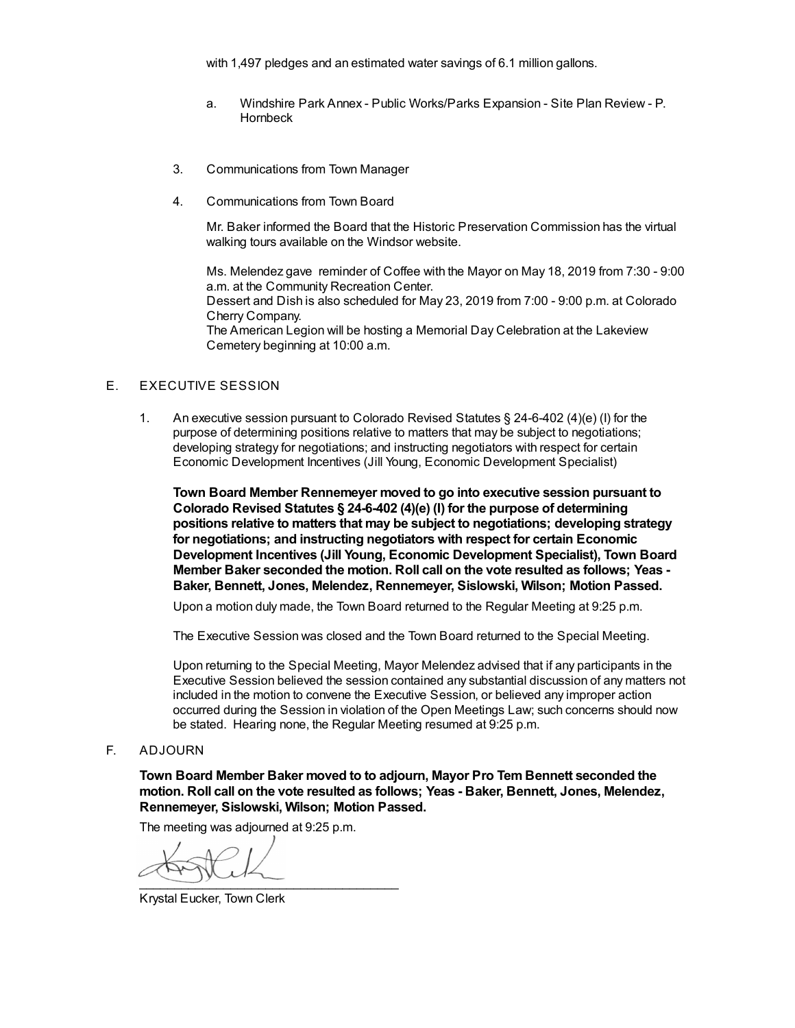with 1,497 pledges and an estimated water savings of 6.1 million gallons.

a. Windshire Park Annex - Public Works/Parks Expansion - Site Plan Review - P. Hornbeck

3. Communications from Town Manager

4. Communications from Town Board

Mr. Baker informed the Board that the Historic Preservation Commission has the virtual walking tours available on the Windsor website.

Ms. Melendez gave reminder of Coffee with the Mayor on May 18, 2019 from 7:30 - 9:00 a.m. at the Community Recreation Center.
Dessert and Dish is also scheduled for May 23, 2019 from 7:00 - 9:00 p.m. at Colorado Cherry Company.
The American Legion will be hosting a Memorial Day Celebration at the Lakeview Cemetery beginning at 10:00 a.m.

E. EXECUTIVE SESSION

1. An executive session pursuant to Colorado Revised Statutes § 24-6-402 (4)(e) (I) for the purpose of determining positions relative to matters that may be subject to negotiations; developing strategy for negotiations; and instructing negotiators with respect for certain Economic Development Incentives (Jill Young, Economic Development Specialist)

**Town Board Member Rennemeyer moved to go into executive session pursuant to Colorado Revised Statutes § 24-6-402 (4)(e) (I) for the purpose of determining positions relative to matters that may be subject to negotiations; developing strategy for negotiations; and instructing negotiators with respect for certain Economic Development Incentives (Jill Young, Economic Development Specialist), Town Board Member Baker seconded the motion. Roll call on the vote resulted as follows; Yeas - Baker, Bennett, Jones, Melendez, Rennemeyer, Sislowski, Wilson; Motion Passed.**

Upon a motion duly made, the Town Board returned to the Regular Meeting at 9:25 p.m.

The Executive Session was closed and the Town Board returned to the Special Meeting.

Upon returning to the Special Meeting, Mayor Melendez advised that if any participants in the Executive Session believed the session contained any substantial discussion of any matters not included in the motion to convene the Executive Session, or believed any improper action occurred during the Session in violation of the Open Meetings Law; such concerns should now be stated. Hearing none, the Regular Meeting resumed at 9:25 p.m.

F. ADJOURN

**Town Board Member Baker moved to to adjourn, Mayor Pro Tem Bennett seconded the motion. Roll call on the vote resulted as follows; Yeas - Baker, Bennett, Jones, Melendez, Rennemeyer, Sislowski, Wilson; Motion Passed.**

The meeting was adjourned at 9:25 p.m.

\_\_\_\_\_\_\_\_\_\_\_\_\_\_\_\_\_\_\_\_\_\_\_\_\_\_\_\_\_\_\_\_\_\_\_\_\_\_
Krystal Eucker, Town Clerk